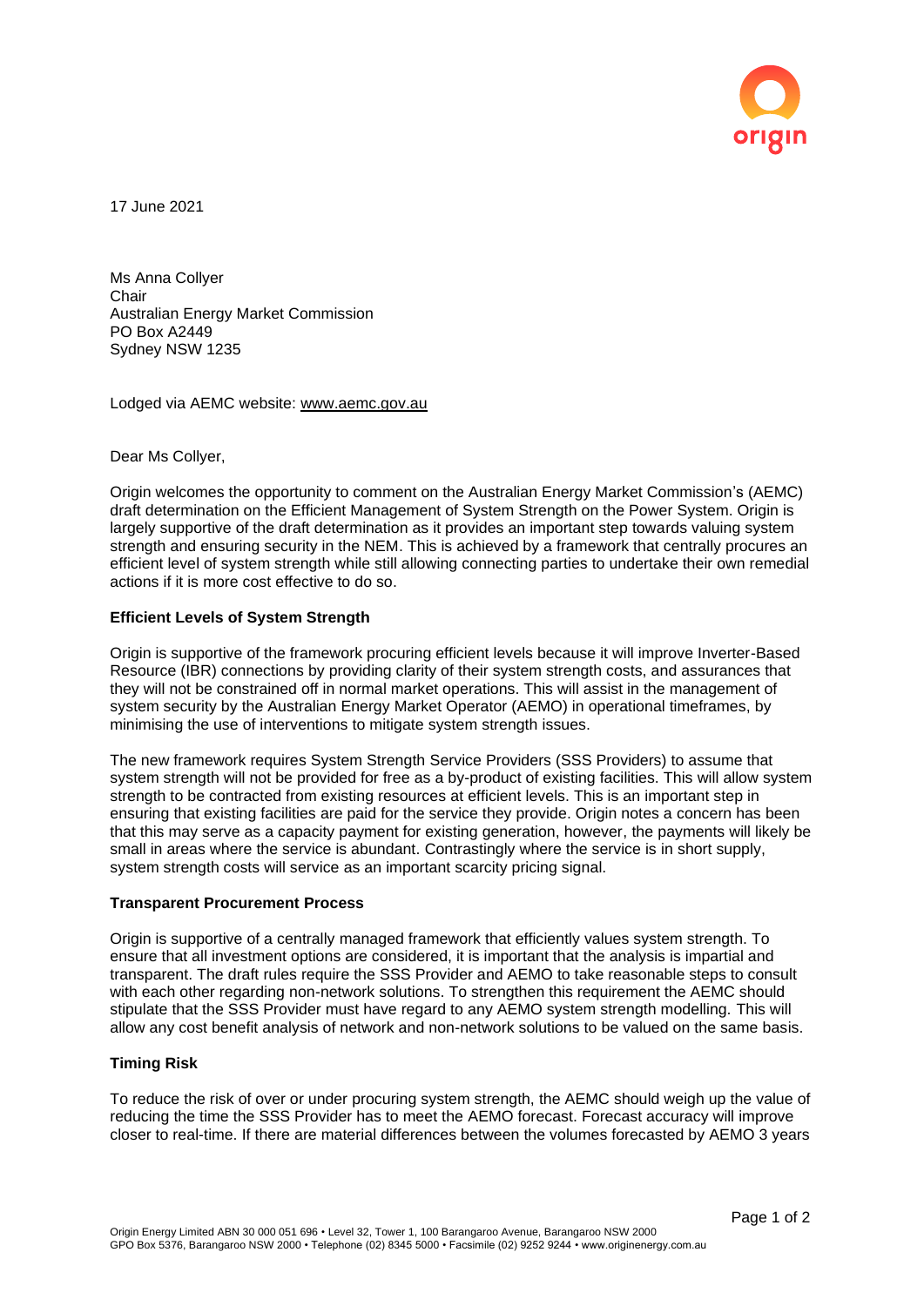17 June 2021

Ms Anna Collyer
Chair
Australian Energy Market Commission
PO Box A2449
Sydney NSW 1235

Lodged via AEMC website: www.aemc.gov.au

Dear Ms Collyer,

Origin welcomes the opportunity to comment on the Australian Energy Market Commission's (AEMC) draft determination on the Efficient Management of System Strength on the Power System. Origin is largely supportive of the draft determination as it provides an important step towards valuing system strength and ensuring security in the NEM. This is achieved by a framework that centrally procures an efficient level of system strength while still allowing connecting parties to undertake their own remedial actions if it is more cost effective to do so.

**Efficient Levels of System Strength**

Origin is supportive of the framework procuring efficient levels because it will improve Inverter-Based Resource (IBR) connections by providing clarity of their system strength costs, and assurances that they will not be constrained off in normal market operations. This will assist in the management of system security by the Australian Energy Market Operator (AEMO) in operational timeframes, by minimising the use of interventions to mitigate system strength issues.

The new framework requires System Strength Service Providers (SSS Providers) to assume that system strength will not be provided for free as a by-product of existing facilities. This will allow system strength to be contracted from existing resources at efficient levels. This is an important step in ensuring that existing facilities are paid for the service they provide. Origin notes a concern has been that this may serve as a capacity payment for existing generation, however, the payments will likely be small in areas where the service is abundant. Contrastingly where the service is in short supply, system strength costs will service as an important scarcity pricing signal.

**Transparent Procurement Process**

Origin is supportive of a centrally managed framework that efficiently values system strength. To ensure that all investment options are considered, it is important that the analysis is impartial and transparent. The draft rules require the SSS Provider and AEMO to take reasonable steps to consult with each other regarding non-network solutions. To strengthen this requirement the AEMC should stipulate that the SSS Provider must have regard to any AEMO system strength modelling. This will allow any cost benefit analysis of network and non-network solutions to be valued on the same basis.

**Timing Risk**

To reduce the risk of over or under procuring system strength, the AEMC should weigh up the value of reducing the time the SSS Provider has to meet the AEMO forecast. Forecast accuracy will improve closer to real-time. If there are material differences between the volumes forecasted by AEMO 3 years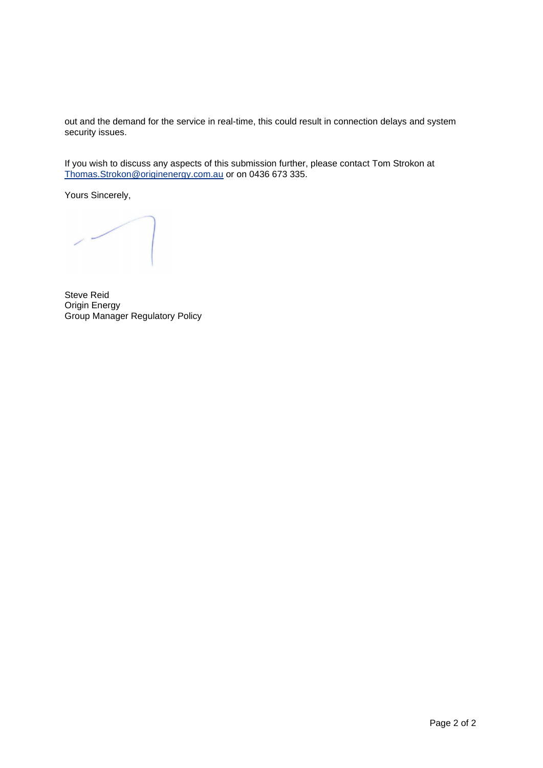out and the demand for the service in real-time, this could result in connection delays and system security issues.

If you wish to discuss any aspects of this submission further, please contact Tom Strokon at Thomas.Strokon@originenergy.com.au or on 0436 673 335.

Yours Sincerely,

Steve Reid
Origin Energy
Group Manager Regulatory Policy